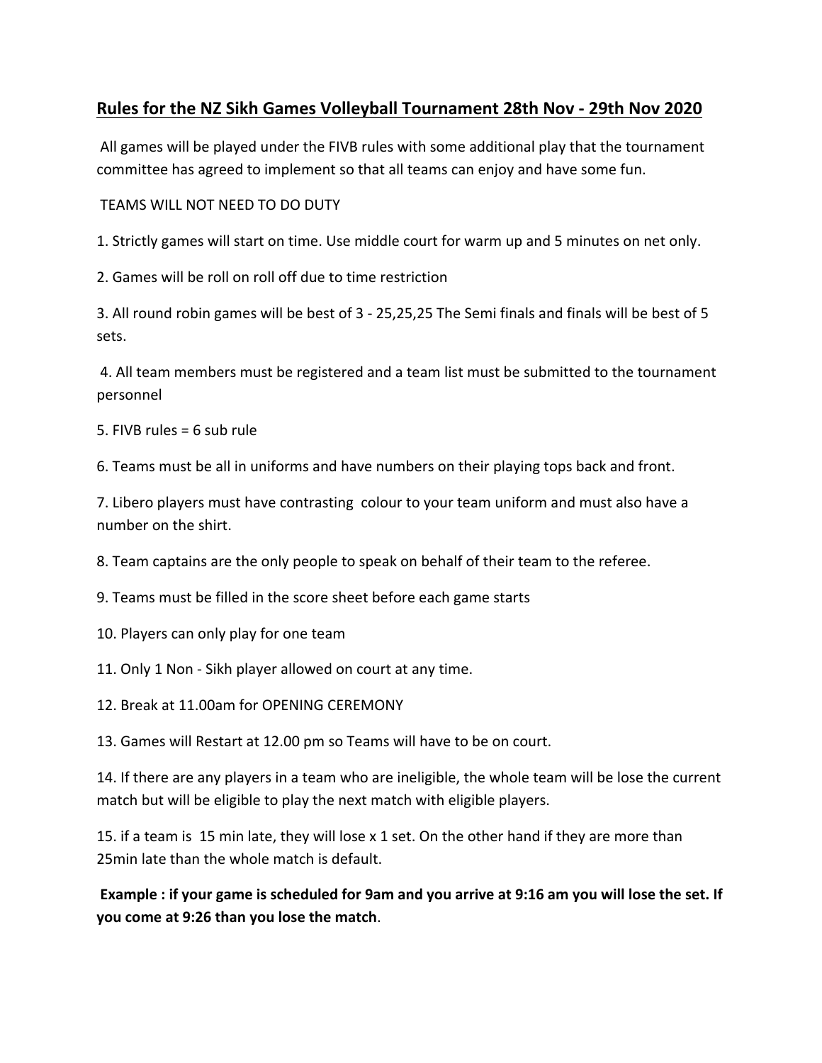## Rules for the NZ Sikh Games Volleyball Tournament 28th Nov - 29th Nov 2020

All games will be played under the FIVB rules with some additional play that the tournament committee has agreed to implement so that all teams can enjoy and have some fun.

TEAMS WILL NOT NEED TO DO DUTY

1. Strictly games will start on time. Use middle court for warm up and 5 minutes on net only.

2. Games will be roll on roll off due to time restriction

3. All round robin games will be best of 3 - 25,25,25 The Semi finals and finals will be best of 5 sets.

4. All team members must be registered and a team list must be submitted to the tournament personnel

5. FIVB rules = 6 sub rule

6. Teams must be all in uniforms and have numbers on their playing tops back and front.

7. Libero players must have contrasting colour to your team uniform and must also have a number on the shirt.

8. Team captains are the only people to speak on behalf of their team to the referee.

9. Teams must be filled in the score sheet before each game starts

10. Players can only play for one team

11. Only 1 Non - Sikh player allowed on court at any time.

12. Break at 11.00am for OPENING CEREMONY

13. Games will Restart at 12.00 pm so Teams will have to be on court.

14. If there are any players in a team who are ineligible, the whole team will be lose the current match but will be eligible to play the next match with eligible players.

15. if a team is 15 min late, they will lose x 1 set. On the other hand if they are more than 25min late than the whole match is default.

**Example : if your game is scheduled for 9am and you arrive at 9:16 am you will lose the set. If you come at 9:26 than you lose the match**.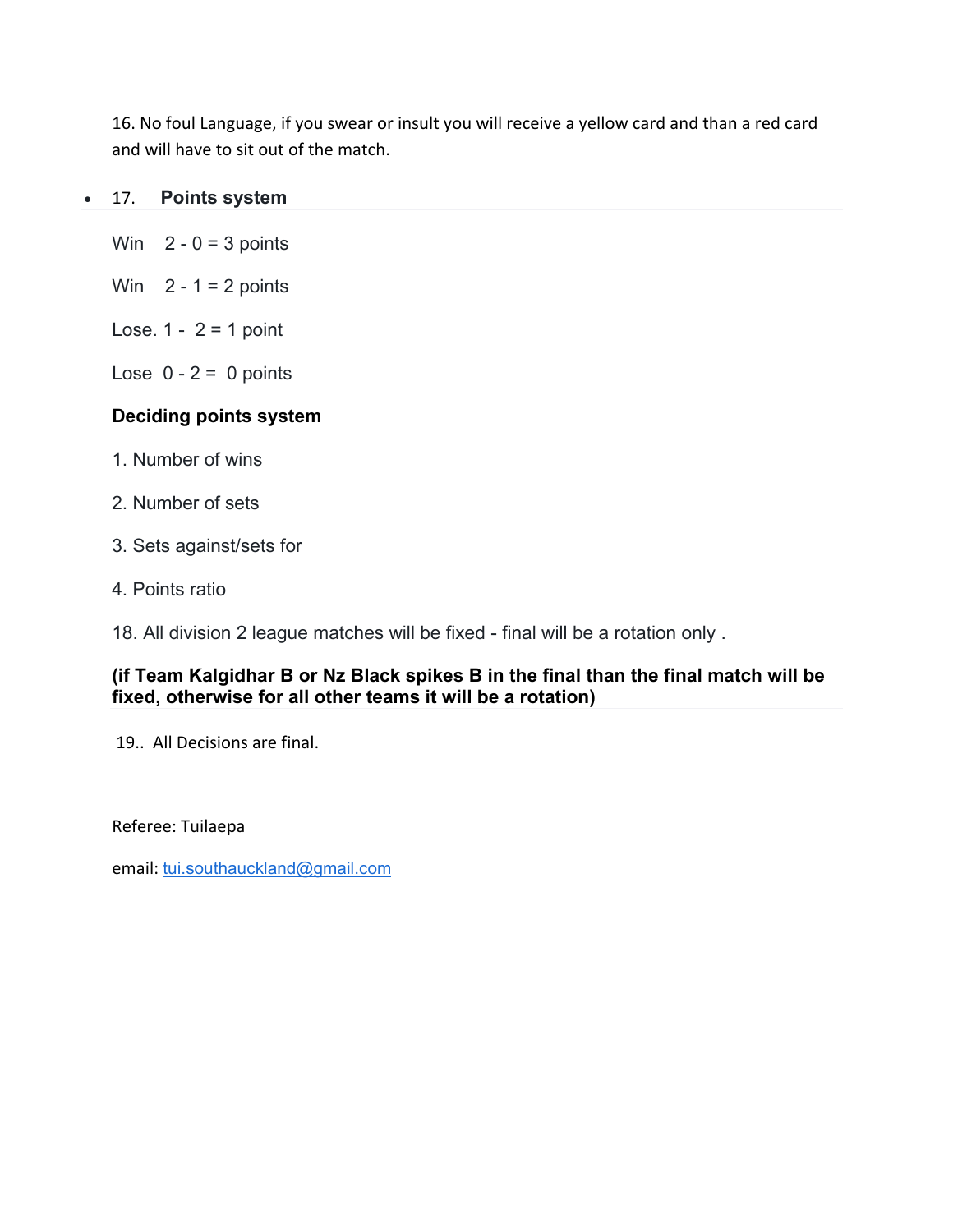16. No foul Language, if you swear or insult you will receive a yellow card and than a red card and will have to sit out of the match.

- 17. **Points system**

Win 2 - 0 = 3 points

Win 2 - 1 = 2 points

Lose. 1 - 2 = 1 point

Lose 0 - 2 = 0 points

**Deciding points system**

1. Number of wins

2. Number of sets

3. Sets against/sets for

4. Points ratio

18. All division 2 league matches will be fixed - final will be a rotation only .

**(if Team Kalgidhar B or Nz Black spikes B in the final than the final match will be fixed, otherwise for all other teams it will be a rotation)**

19.. All Decisions are final.

Referee: Tuilaepa

email: tui.southauckland@gmail.com